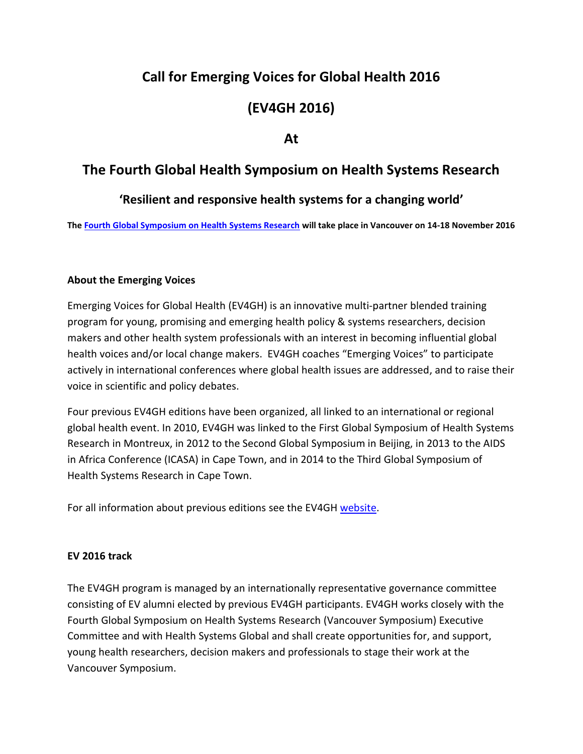# Call for Emerging Voices for Global Health 2016

# (EV4GH 2016)

# At

# The Fourth Global Health Symposium on Health Systems Research

## 'Resilient and responsive health systems for a changing world'

**The Fourth Global Symposium on Health Systems Research will take place in Vancouver on 14-18 November 2016**

### About the Emerging Voices

Emerging Voices for Global Health (EV4GH) is an innovative multi-partner blended training program for young, promising and emerging health policy & systems researchers, decision makers and other health system professionals with an interest in becoming influential global health voices and/or local change makers. EV4GH coaches "Emerging Voices" to participate actively in international conferences where global health issues are addressed, and to raise their voice in scientific and policy debates.

Four previous EV4GH editions have been organized, all linked to an international or regional global health event. In 2010, EV4GH was linked to the First Global Symposium of Health Systems Research in Montreux, in 2012 to the Second Global Symposium in Beijing, in 2013 to the AIDS in Africa Conference (ICASA) in Cape Town, and in 2014 to the Third Global Symposium of Health Systems Research in Cape Town.

For all information about previous editions see the EV4GH website.

### EV 2016 track

The EV4GH program is managed by an internationally representative governance committee consisting of EV alumni elected by previous EV4GH participants. EV4GH works closely with the Fourth Global Symposium on Health Systems Research (Vancouver Symposium) Executive Committee and with Health Systems Global and shall create opportunities for, and support, young health researchers, decision makers and professionals to stage their work at the Vancouver Symposium.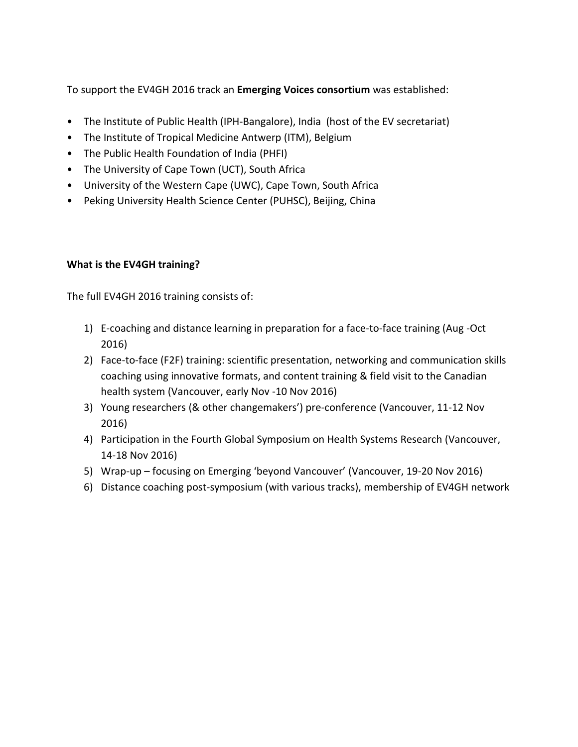To support the EV4GH 2016 track an **Emerging Voices consortium** was established:

- The Institute of Public Health (IPH-Bangalore), India (host of the EV secretariat)
- The Institute of Tropical Medicine Antwerp (ITM), Belgium
- The Public Health Foundation of India (PHFI)
- The University of Cape Town (UCT), South Africa
- University of the Western Cape (UWC), Cape Town, South Africa
- Peking University Health Science Center (PUHSC), Beijing, China

**What is the EV4GH training?**

The full EV4GH 2016 training consists of:

1) E-coaching and distance learning in preparation for a face-to-face training (Aug -Oct 2016)
2) Face-to-face (F2F) training: scientific presentation, networking and communication skills coaching using innovative formats, and content training & field visit to the Canadian health system (Vancouver, early Nov -10 Nov 2016)
3) Young researchers (& other changemakers') pre-conference (Vancouver, 11-12 Nov 2016)
4) Participation in the Fourth Global Symposium on Health Systems Research (Vancouver, 14-18 Nov 2016)
5) Wrap-up – focusing on Emerging 'beyond Vancouver' (Vancouver, 19-20 Nov 2016)
6) Distance coaching post-symposium (with various tracks), membership of EV4GH network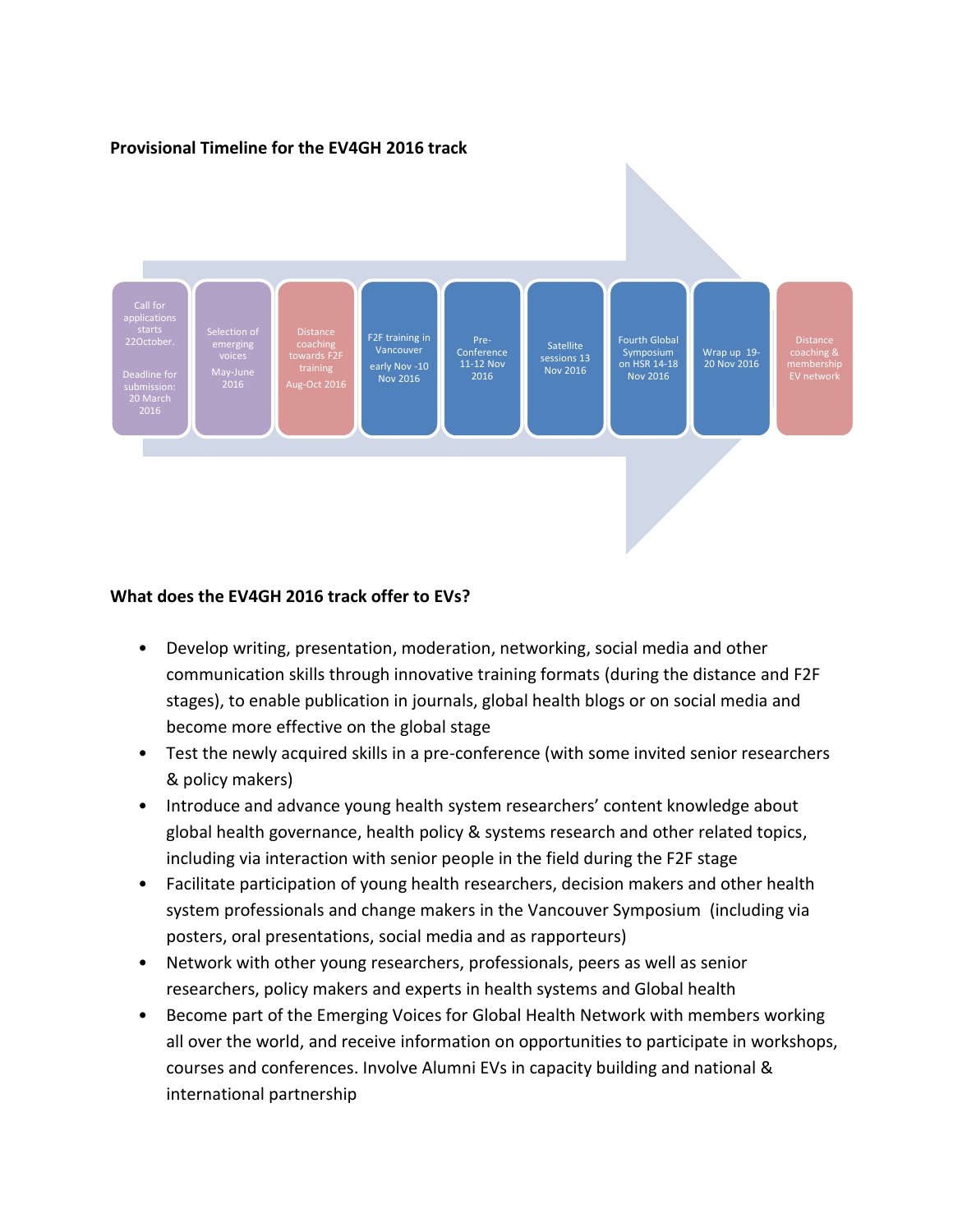**Provisional Timeline for the EV4GH 2016 track**

| Call for applications starts 22October. Deadline for submission: 20 March 2016 | Selection of emerging voices May-June 2016 | Distance coaching towards F2F training Aug-Oct 2016 | F2F training in Vancouver early Nov -10 Nov 2016 | Pre-Conference 11-12 Nov 2016 | Satellite sessions 13 Nov 2016 | Fourth Global Symposium on HSR 14-18 Nov 2016 | Wrap up 19-20 Nov 2016 | Distance coaching & membership EV network |
|---|---|---|---|---|---|---|---|---|

**What does the EV4GH 2016 track offer to EVs?**

- Develop writing, presentation, moderation, networking, social media and other communication skills through innovative training formats (during the distance and F2F stages), to enable publication in journals, global health blogs or on social media and become more effective on the global stage
- Test the newly acquired skills in a pre-conference (with some invited senior researchers & policy makers)
- Introduce and advance young health system researchers' content knowledge about global health governance, health policy & systems research and other related topics, including via interaction with senior people in the field during the F2F stage
- Facilitate participation of young health researchers, decision makers and other health system professionals and change makers in the Vancouver Symposium (including via posters, oral presentations, social media and as rapporteurs)
- Network with other young researchers, professionals, peers as well as senior researchers, policy makers and experts in health systems and Global health
- Become part of the Emerging Voices for Global Health Network with members working all over the world, and receive information on opportunities to participate in workshops, courses and conferences. Involve Alumni EVs in capacity building and national & international partnership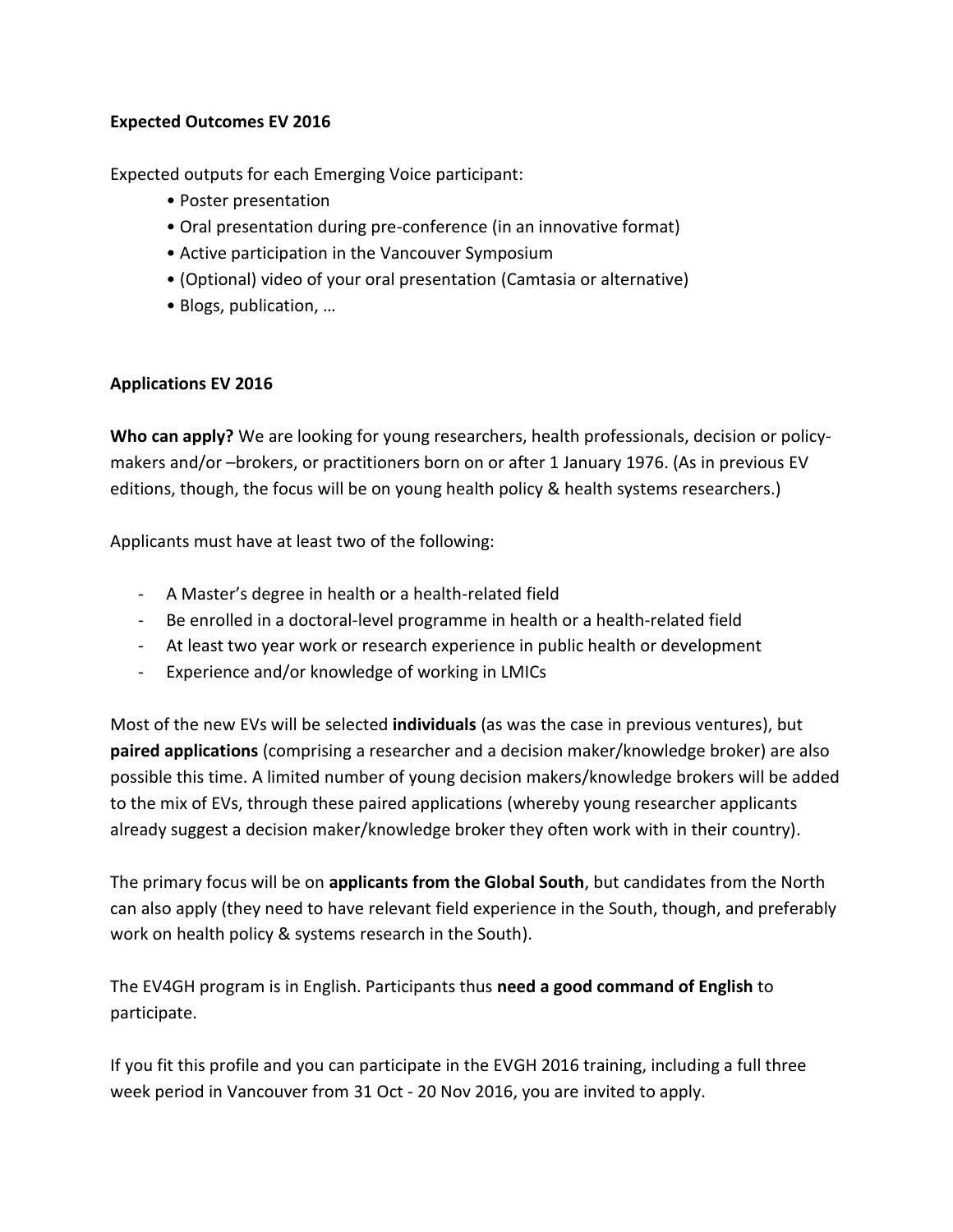**Expected Outcomes EV 2016**

Expected outputs for each Emerging Voice participant:

- Poster presentation
- Oral presentation during pre-conference (in an innovative format)
- Active participation in the Vancouver Symposium
- (Optional) video of your oral presentation (Camtasia or alternative)
- Blogs, publication, …

**Applications EV 2016**

**Who can apply?** We are looking for young researchers, health professionals, decision or policy-makers and/or –brokers, or practitioners born on or after 1 January 1976. (As in previous EV editions, though, the focus will be on young health policy & health systems researchers.)

Applicants must have at least two of the following:

- A Master's degree in health or a health-related field
- Be enrolled in a doctoral-level programme in health or a health-related field
- At least two year work or research experience in public health or development
- Experience and/or knowledge of working in LMICs

Most of the new EVs will be selected **individuals** (as was the case in previous ventures), but **paired applications** (comprising a researcher and a decision maker/knowledge broker) are also possible this time. A limited number of young decision makers/knowledge brokers will be added to the mix of EVs, through these paired applications (whereby young researcher applicants already suggest a decision maker/knowledge broker they often work with in their country).

The primary focus will be on **applicants from the Global South**, but candidates from the North can also apply (they need to have relevant field experience in the South, though, and preferably work on health policy & systems research in the South).

The EV4GH program is in English. Participants thus **need a good command of English** to participate.

If you fit this profile and you can participate in the EVGH 2016 training, including a full three week period in Vancouver from 31 Oct - 20 Nov 2016, you are invited to apply.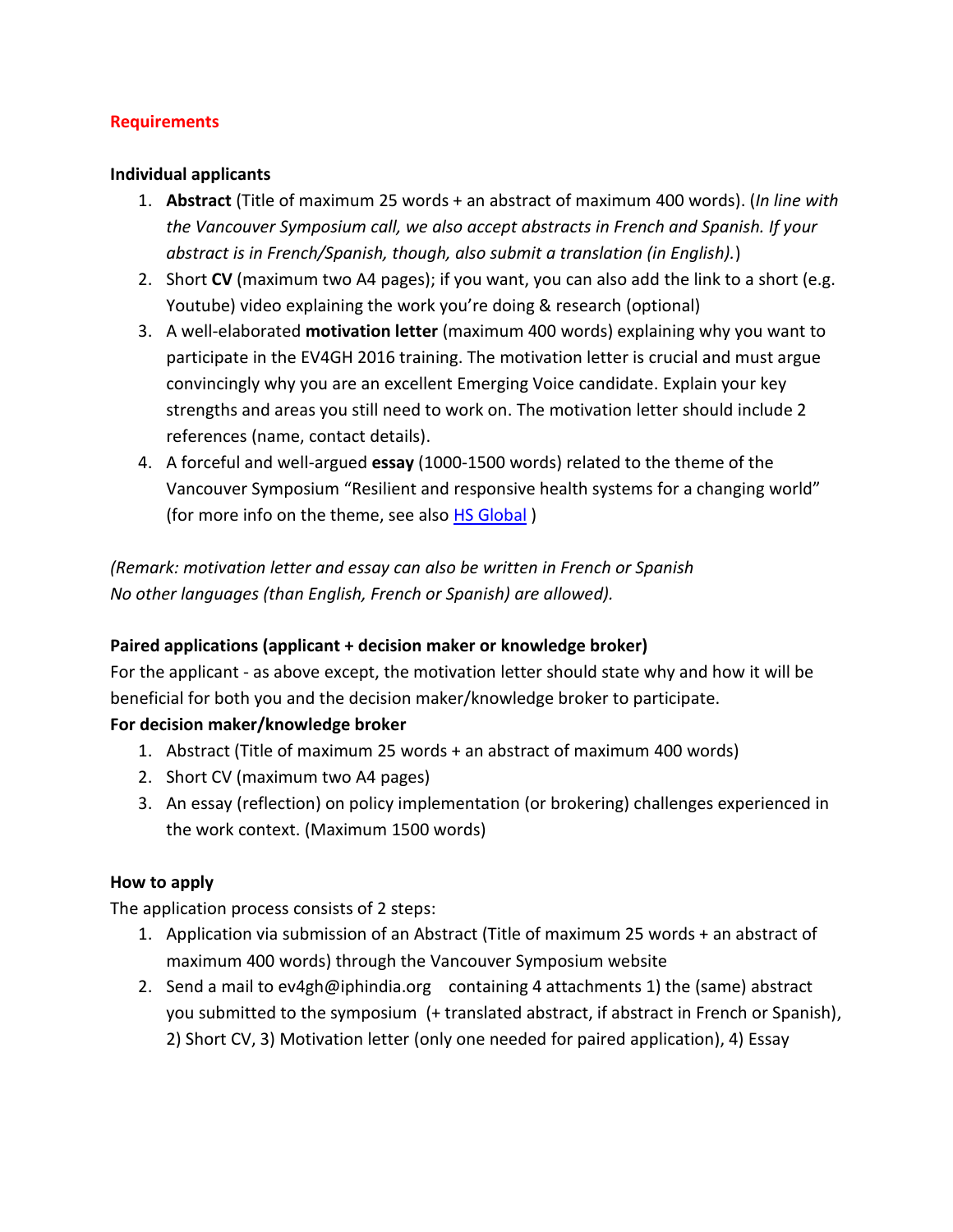## Requirements

**Individual applicants**

1. **Abstract** (Title of maximum 25 words + an abstract of maximum 400 words). (*In line with the Vancouver Symposium call, we also accept abstracts in French and Spanish. If your abstract is in French/Spanish, though, also submit a translation (in English).*)
2. Short **CV** (maximum two A4 pages); if you want, you can also add the link to a short (e.g. Youtube) video explaining the work you're doing & research (optional)
3. A well-elaborated **motivation letter** (maximum 400 words) explaining why you want to participate in the EV4GH 2016 training. The motivation letter is crucial and must argue convincingly why you are an excellent Emerging Voice candidate. Explain your key strengths and areas you still need to work on. The motivation letter should include 2 references (name, contact details).
4. A forceful and well-argued **essay** (1000-1500 words) related to the theme of the Vancouver Symposium "Resilient and responsive health systems for a changing world" (for more info on the theme, see also HS Global )

*(Remark: motivation letter and essay can also be written in French or Spanish*
*No other languages (than English, French or Spanish) are allowed).*

**Paired applications (applicant + decision maker or knowledge broker)**

For the applicant - as above except, the motivation letter should state why and how it will be beneficial for both you and the decision maker/knowledge broker to participate.

**For decision maker/knowledge broker**

1. Abstract (Title of maximum 25 words + an abstract of maximum 400 words)
2. Short CV (maximum two A4 pages)
3. An essay (reflection) on policy implementation (or brokering) challenges experienced in the work context. (Maximum 1500 words)

**How to apply**

The application process consists of 2 steps:

1. Application via submission of an Abstract (Title of maximum 25 words + an abstract of maximum 400 words) through the Vancouver Symposium website
2. Send a mail to ev4gh@iphindia.org containing 4 attachments 1) the (same) abstract you submitted to the symposium (+ translated abstract, if abstract in French or Spanish), 2) Short CV, 3) Motivation letter (only one needed for paired application), 4) Essay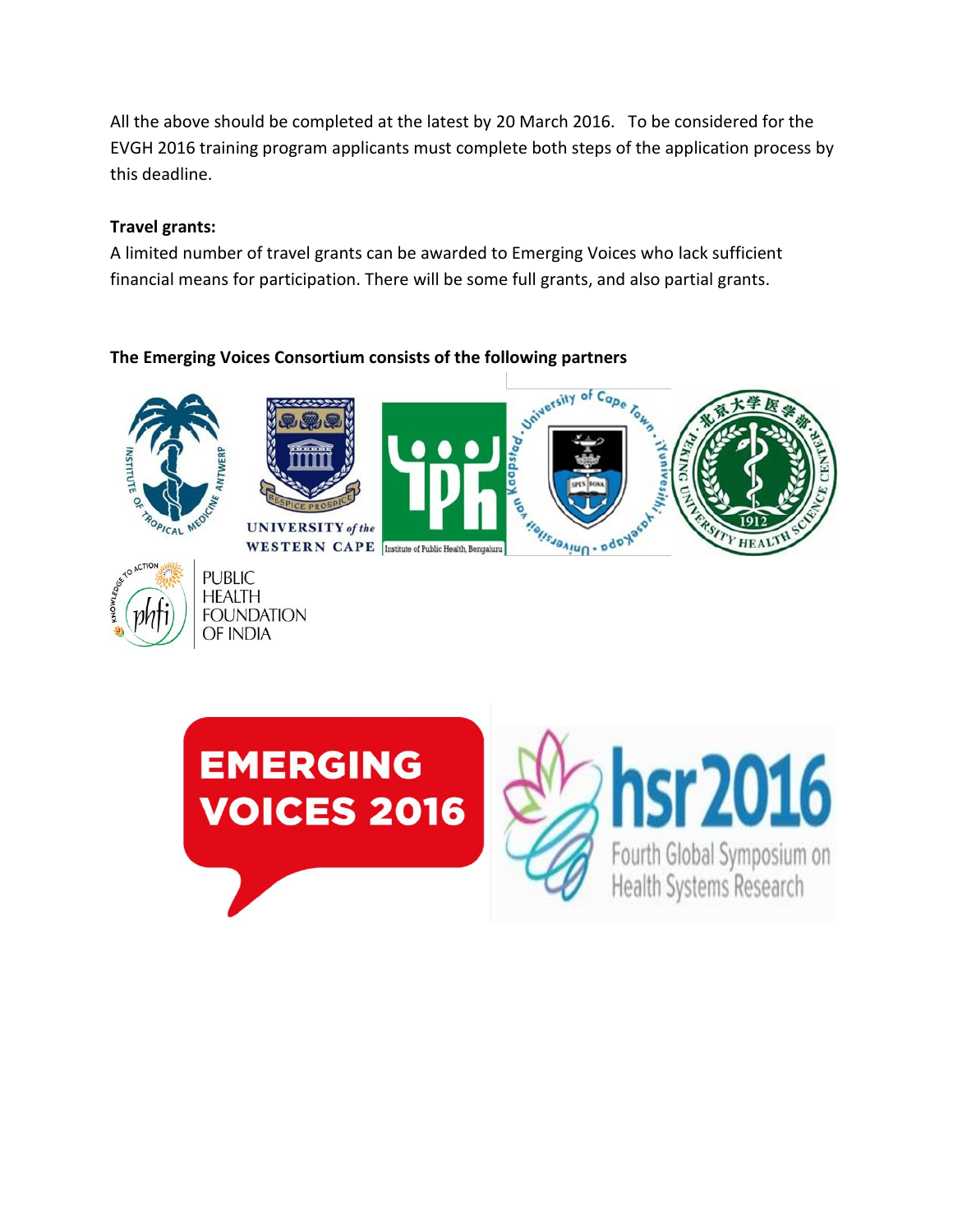All the above should be completed at the latest by 20 March 2016. To be considered for the EVGH 2016 training program applicants must complete both steps of the application process by this deadline.

**Travel grants:**

A limited number of travel grants can be awarded to Emerging Voices who lack sufficient financial means for participation. There will be some full grants, and also partial grants.

**The Emerging Voices Consortium consists of the following partners**

INSTITUTE OF TROPICAL MEDICINE ANTWERP

UNIVERSITY of the WESTERN CAPE

Institute of Public Health, Bengaluru

University of Cape Town

PEKING UNIVERSITY HEALTH SCIENCE CENTER

PUBLIC HEALTH FOUNDATION OF INDIA

EMERGING VOICES 2016

hsr2016 Fourth Global Symposium on Health Systems Research